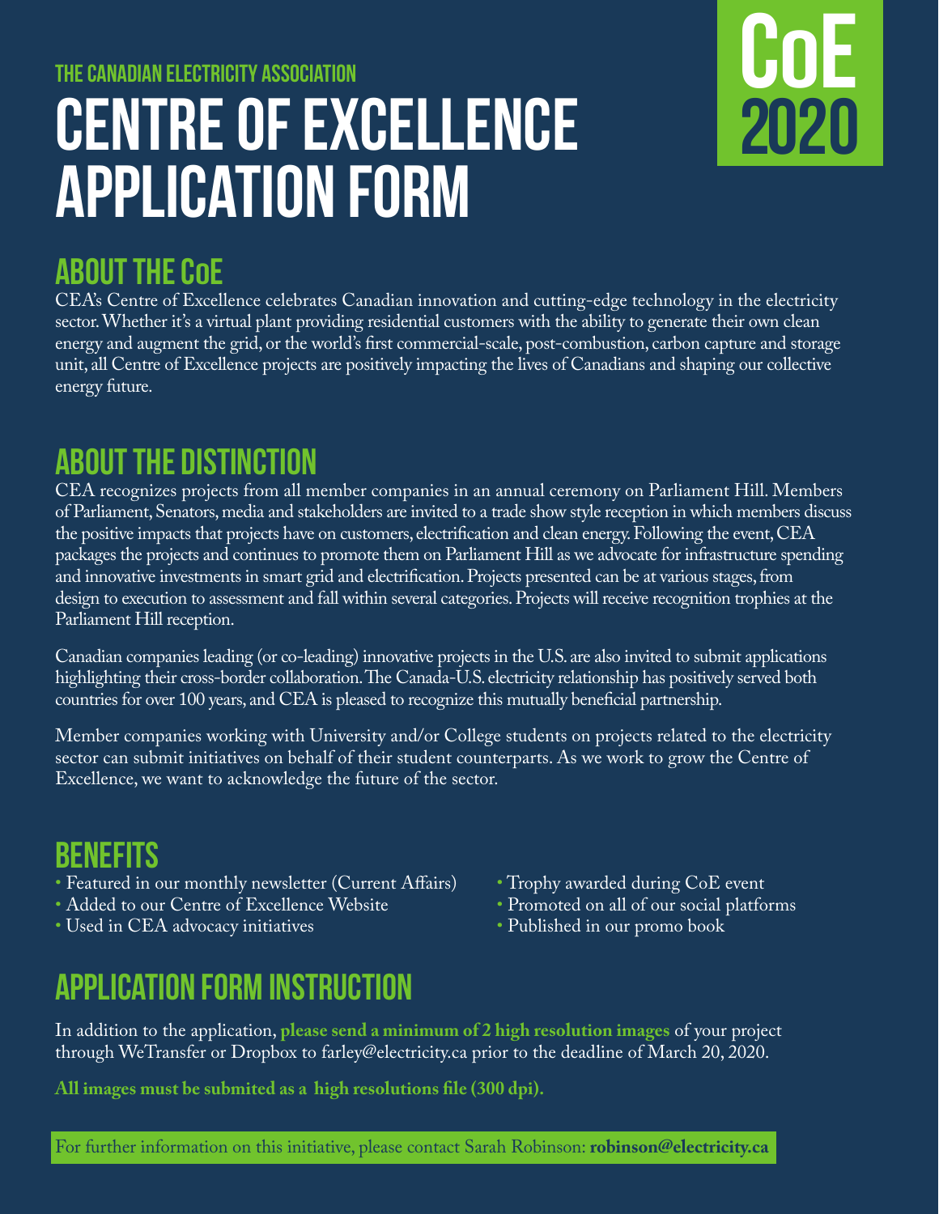THE CANADIAN ELECTRICITY ASSOCIATION

# CENTRE OF EXCELLENCE APPLICATION FORM

**CoE 2020**

## ABOUT THE CoE

CEA's Centre of Excellence celebrates Canadian innovation and cutting-edge technology in the electricity sector. Whether it's a virtual plant providing residential customers with the ability to generate their own clean energy and augment the grid, or the world's first commercial-scale, post-combustion, carbon capture and storage unit, all Centre of Excellence projects are positively impacting the lives of Canadians and shaping our collective energy future.

## ABOUT THE DISTINCTION

CEA recognizes projects from all member companies in an annual ceremony on Parliament Hill. Members of Parliament, Senators, media and stakeholders are invited to a trade show style reception in which members discuss the positive impacts that projects have on customers, electrification and clean energy. Following the event, CEA packages the projects and continues to promote them on Parliament Hill as we advocate for infrastructure spending and innovative investments in smart grid and electrification. Projects presented can be at various stages, from design to execution to assessment and fall within several categories. Projects will receive recognition trophies at the Parliament Hill reception.

Canadian companies leading (or co-leading) innovative projects in the U.S. are also invited to submit applications highlighting their cross-border collaboration. The Canada-U.S. electricity relationship has positively served both countries for over 100 years, and CEA is pleased to recognize this mutually beneficial partnership.

Member companies working with University and/or College students on projects related to the electricity sector can submit initiatives on behalf of their student counterparts. As we work to grow the Centre of Excellence, we want to acknowledge the future of the sector.

## BENEFITS

- Featured in our monthly newsletter (Current Affairs)
- Added to our Centre of Excellence Website
- Used in CEA advocacy initiatives
- Trophy awarded during CoE event
- Promoted on all of our social platforms
- Published in our promo book

## APPLICATION FORM INSTRUCTION

In addition to the application, **please send a minimum of 2 high resolution images** of your project through WeTransfer or Dropbox to farley@electricity.ca prior to the deadline of March 20, 2020.

**All images must be submited as a high resolutions file (300 dpi).**

For further information on this initiative, please contact Sarah Robinson: **robinson@electricity.ca**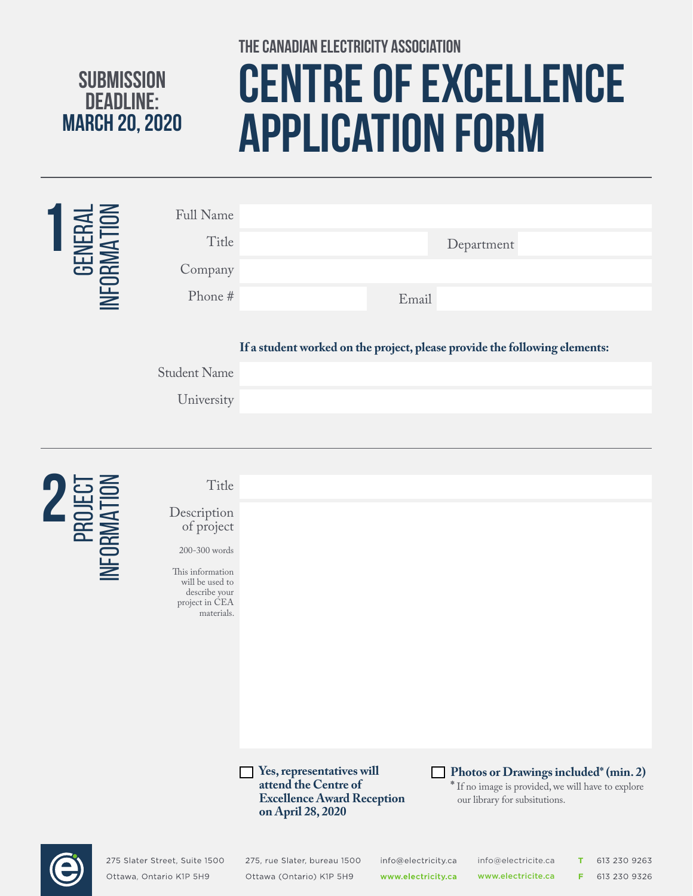**SUBMISSION DEADLINE: MARCH 20, 2020**

THE CANADIAN ELECTRICITY ASSOCIATION

# CENTRE OF EXCELLENCE APPLICATION FORM

## 1 GENERAL INFORMATION

Full Name

Title

Department

Company

Phone #

Email

**If a student worked on the project, please provide the following elements:**

Student Name

University

## 2 PROJECT INFORMATION

Title

Description of project

200-300 words

This information will be used to describe your project in CEA materials.

☐ **Yes, representatives will attend the Centre of Excellence Award Reception on April 28, 2020**

☐ **Photos or Drawings included* (min. 2)**

\* If no image is provided, we will have to explore our library for subsitutions.

275 Slater Street, Suite 1500
Ottawa, Ontario K1P 5H9

275, rue Slater, bureau 1500
Ottawa (Ontario) K1P 5H9

info@electricity.ca
www.electricity.ca

info@electricite.ca
www.electricite.ca

T 613 230 9263
F 613 230 9326